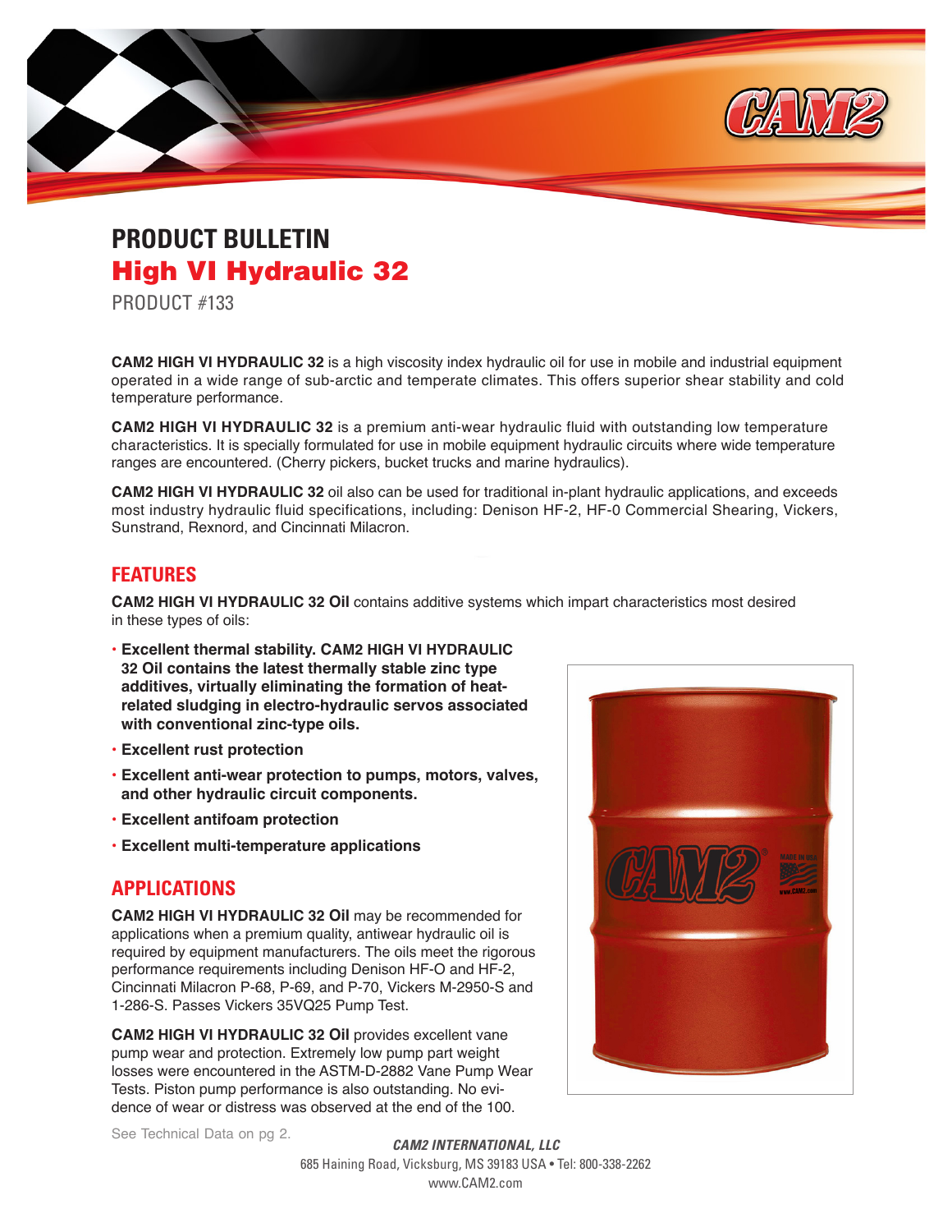# PRODUCT BULLETIN

## High VI Hydraulic 32

PRODUCT #133

**CAM2 HIGH VI HYDRAULIC 32** is a high viscosity index hydraulic oil for use in mobile and industrial equipment operated in a wide range of sub-arctic and temperate climates. This offers superior shear stability and cold temperature performance.

**CAM2 HIGH VI HYDRAULIC 32** is a premium anti-wear hydraulic fluid with outstanding low temperature characteristics. It is specially formulated for use in mobile equipment hydraulic circuits where wide temperature ranges are encountered. (Cherry pickers, bucket trucks and marine hydraulics).

**CAM2 HIGH VI HYDRAULIC 32** oil also can be used for traditional in-plant hydraulic applications, and exceeds most industry hydraulic fluid specifications, including: Denison HF-2, HF-0 Commercial Shearing, Vickers, Sunstrand, Rexnord, and Cincinnati Milacron.

## FEATURES

**CAM2 HIGH VI HYDRAULIC 32 Oil** contains additive systems which impart characteristics most desired in these types of oils:

- **Excellent thermal stability. CAM2 HIGH VI HYDRAULIC 32 Oil contains the latest thermally stable zinc type additives, virtually eliminating the formation of heat-related sludging in electro-hydraulic servos associated with conventional zinc-type oils.**
- **Excellent rust protection**
- **Excellent anti-wear protection to pumps, motors, valves, and other hydraulic circuit components.**
- **Excellent antifoam protection**
- **Excellent multi-temperature applications**

## APPLICATIONS

**CAM2 HIGH VI HYDRAULIC 32 Oil** may be recommended for applications when a premium quality, antiwear hydraulic oil is required by equipment manufacturers. The oils meet the rigorous performance requirements including Denison HF-O and HF-2, Cincinnati Milacron P-68, P-69, and P-70, Vickers M-2950-S and 1-286-S. Passes Vickers 35VQ25 Pump Test.

**CAM2 HIGH VI HYDRAULIC 32 Oil** provides excellent vane pump wear and protection. Extremely low pump part weight losses were encountered in the ASTM-D-2882 Vane Pump Wear Tests. Piston pump performance is also outstanding. No evidence of wear or distress was observed at the end of the 100.

See Technical Data on pg 2.

***CAM2 INTERNATIONAL, LLC***
685 Haining Road, Vicksburg, MS 39183 USA • Tel: 800-338-2262
www.CAM2.com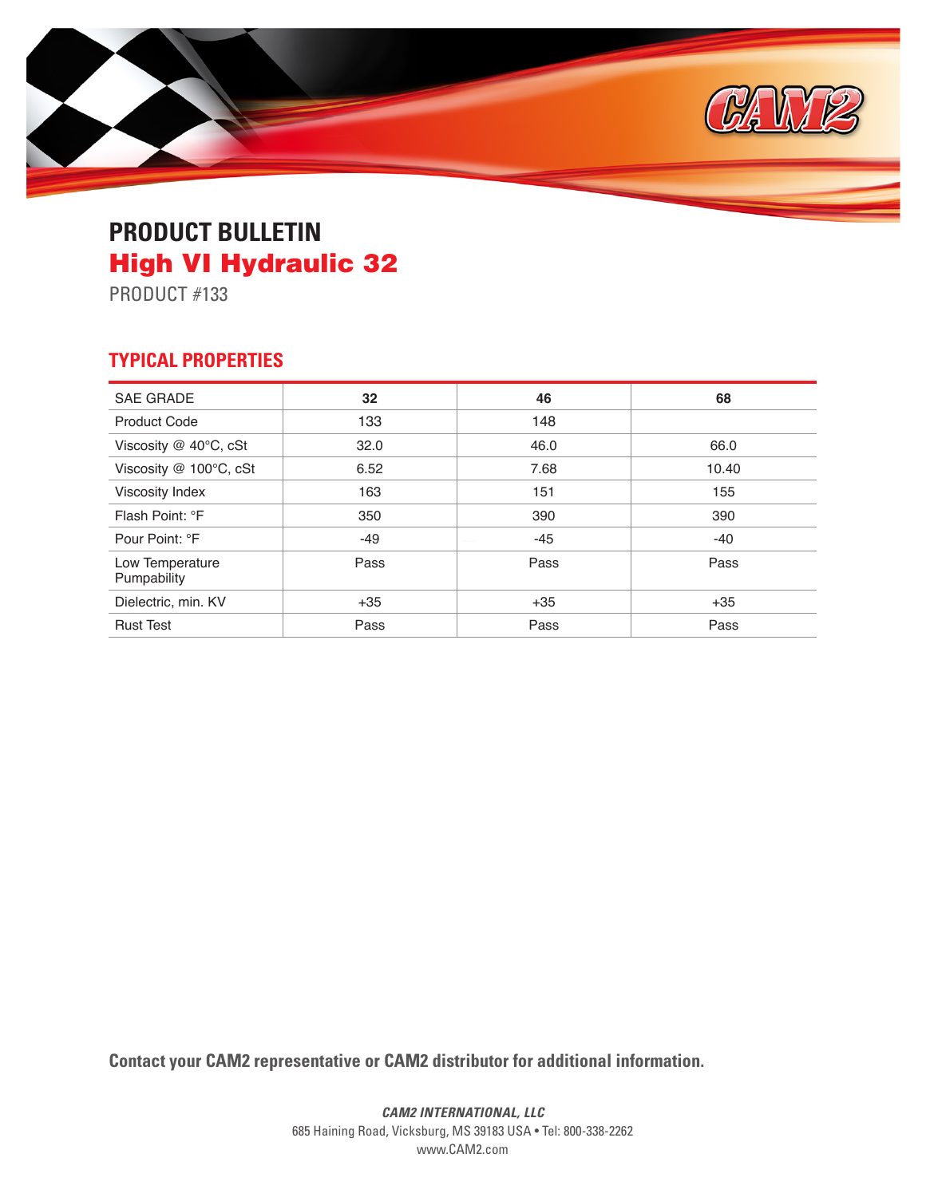# PRODUCT BULLETIN

## High VI Hydraulic 32

PRODUCT #133

### TYPICAL PROPERTIES

| SAE GRADE | **32** | **46** | **68** |
|---|---|---|---|
| Product Code | 133 | 148 | |
| Viscosity @ 40°C, cSt | 32.0 | 46.0 | 66.0 |
| Viscosity @ 100°C, cSt | 6.52 | 7.68 | 10.40 |
| Viscosity Index | 163 | 151 | 155 |
| Flash Point: °F | 350 | 390 | 390 |
| Pour Point: °F | -49 | -45 | -40 |
| Low Temperature Pumpability | Pass | Pass | Pass |
| Dielectric, min. KV | +35 | +35 | +35 |
| Rust Test | Pass | Pass | Pass |

**Contact your CAM2 representative or CAM2 distributor for additional information.**

***CAM2 INTERNATIONAL, LLC***
685 Haining Road, Vicksburg, MS 39183 USA • Tel: 800-338-2262
www.CAM2.com